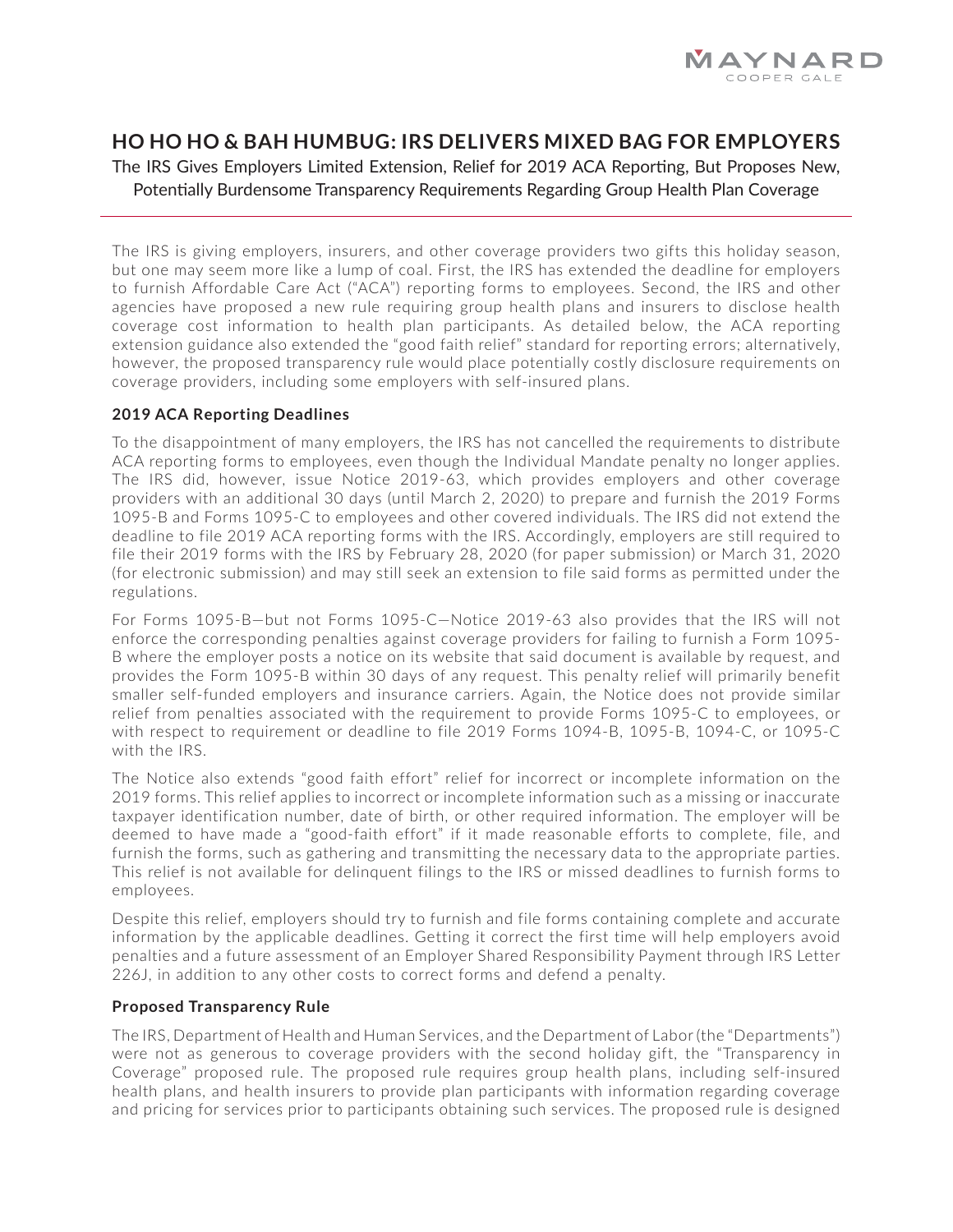# HO HO HO & BAH HUMBUG: IRS DELIVERS MIXED BAG FOR EMPLOYERS

The IRS Gives Employers Limited Extension, Relief for 2019 ACA Reporting, But Proposes New, Potentially Burdensome Transparency Requirements Regarding Group Health Plan Coverage

---

The IRS is giving employers, insurers, and other coverage providers two gifts this holiday season, but one may seem more like a lump of coal. First, the IRS has extended the deadline for employers to furnish Affordable Care Act ("ACA") reporting forms to employees. Second, the IRS and other agencies have proposed a new rule requiring group health plans and insurers to disclose health coverage cost information to health plan participants. As detailed below, the ACA reporting extension guidance also extended the "good faith relief" standard for reporting errors; alternatively, however, the proposed transparency rule would place potentially costly disclosure requirements on coverage providers, including some employers with self-insured plans.

### 2019 ACA Reporting Deadlines

To the disappointment of many employers, the IRS has not cancelled the requirements to distribute ACA reporting forms to employees, even though the Individual Mandate penalty no longer applies. The IRS did, however, issue Notice 2019-63, which provides employers and other coverage providers with an additional 30 days (until March 2, 2020) to prepare and furnish the 2019 Forms 1095-B and Forms 1095-C to employees and other covered individuals. The IRS did not extend the deadline to file 2019 ACA reporting forms with the IRS. Accordingly, employers are still required to file their 2019 forms with the IRS by February 28, 2020 (for paper submission) or March 31, 2020 (for electronic submission) and may still seek an extension to file said forms as permitted under the regulations.

For Forms 1095-B—but not Forms 1095-C—Notice 2019-63 also provides that the IRS will not enforce the corresponding penalties against coverage providers for failing to furnish a Form 1095-B where the employer posts a notice on its website that said document is available by request, and provides the Form 1095-B within 30 days of any request. This penalty relief will primarily benefit smaller self-funded employers and insurance carriers. Again, the Notice does not provide similar relief from penalties associated with the requirement to provide Forms 1095-C to employees, or with respect to requirement or deadline to file 2019 Forms 1094-B, 1095-B, 1094-C, or 1095-C with the IRS.

The Notice also extends "good faith effort" relief for incorrect or incomplete information on the 2019 forms. This relief applies to incorrect or incomplete information such as a missing or inaccurate taxpayer identification number, date of birth, or other required information. The employer will be deemed to have made a "good-faith effort" if it made reasonable efforts to complete, file, and furnish the forms, such as gathering and transmitting the necessary data to the appropriate parties. This relief is not available for delinquent filings to the IRS or missed deadlines to furnish forms to employees.

Despite this relief, employers should try to furnish and file forms containing complete and accurate information by the applicable deadlines. Getting it correct the first time will help employers avoid penalties and a future assessment of an Employer Shared Responsibility Payment through IRS Letter 226J, in addition to any other costs to correct forms and defend a penalty.

### Proposed Transparency Rule

The IRS, Department of Health and Human Services, and the Department of Labor (the "Departments") were not as generous to coverage providers with the second holiday gift, the "Transparency in Coverage" proposed rule. The proposed rule requires group health plans, including self-insured health plans, and health insurers to provide plan participants with information regarding coverage and pricing for services prior to participants obtaining such services. The proposed rule is designed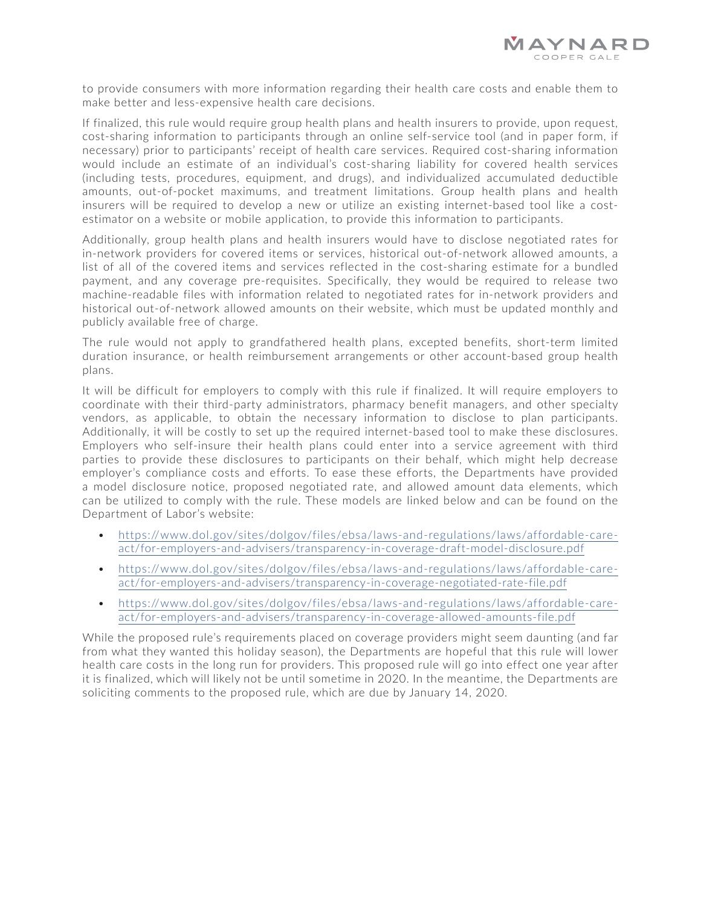to provide consumers with more information regarding their health care costs and enable them to make better and less-expensive health care decisions.

If finalized, this rule would require group health plans and health insurers to provide, upon request, cost-sharing information to participants through an online self-service tool (and in paper form, if necessary) prior to participants' receipt of health care services. Required cost-sharing information would include an estimate of an individual's cost-sharing liability for covered health services (including tests, procedures, equipment, and drugs), and individualized accumulated deductible amounts, out-of-pocket maximums, and treatment limitations. Group health plans and health insurers will be required to develop a new or utilize an existing internet-based tool like a cost-estimator on a website or mobile application, to provide this information to participants.

Additionally, group health plans and health insurers would have to disclose negotiated rates for in-network providers for covered items or services, historical out-of-network allowed amounts, a list of all of the covered items and services reflected in the cost-sharing estimate for a bundled payment, and any coverage pre-requisites. Specifically, they would be required to release two machine-readable files with information related to negotiated rates for in-network providers and historical out-of-network allowed amounts on their website, which must be updated monthly and publicly available free of charge.

The rule would not apply to grandfathered health plans, excepted benefits, short-term limited duration insurance, or health reimbursement arrangements or other account-based group health plans.

It will be difficult for employers to comply with this rule if finalized. It will require employers to coordinate with their third-party administrators, pharmacy benefit managers, and other specialty vendors, as applicable, to obtain the necessary information to disclose to plan participants. Additionally, it will be costly to set up the required internet-based tool to make these disclosures. Employers who self-insure their health plans could enter into a service agreement with third parties to provide these disclosures to participants on their behalf, which might help decrease employer's compliance costs and efforts. To ease these efforts, the Departments have provided a model disclosure notice, proposed negotiated rate, and allowed amount data elements, which can be utilized to comply with the rule. These models are linked below and can be found on the Department of Labor's website:

- https://www.dol.gov/sites/dolgov/files/ebsa/laws-and-regulations/laws/affordable-care-act/for-employers-and-advisers/transparency-in-coverage-draft-model-disclosure.pdf
- https://www.dol.gov/sites/dolgov/files/ebsa/laws-and-regulations/laws/affordable-care-act/for-employers-and-advisers/transparency-in-coverage-negotiated-rate-file.pdf
- https://www.dol.gov/sites/dolgov/files/ebsa/laws-and-regulations/laws/affordable-care-act/for-employers-and-advisers/transparency-in-coverage-allowed-amounts-file.pdf

While the proposed rule's requirements placed on coverage providers might seem daunting (and far from what they wanted this holiday season), the Departments are hopeful that this rule will lower health care costs in the long run for providers. This proposed rule will go into effect one year after it is finalized, which will likely not be until sometime in 2020. In the meantime, the Departments are soliciting comments to the proposed rule, which are due by January 14, 2020.